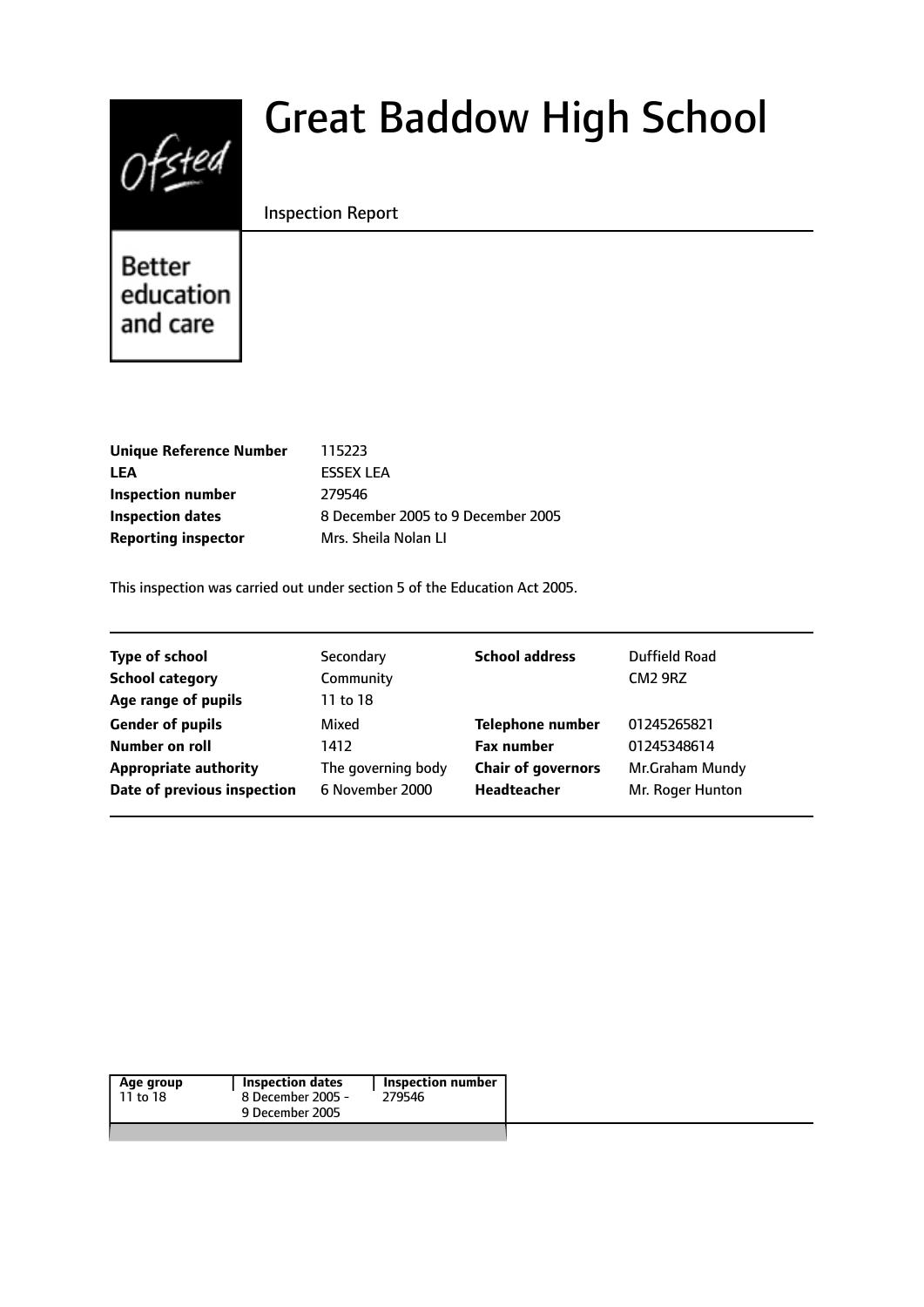# Great Baddow High School

Inspection Report

Better education and care

| | |
|---|---|
| **Unique Reference Number** | 115223 |
| **LEA** | ESSEX LEA |
| **Inspection number** | 279546 |
| **Inspection dates** | 8 December 2005 to 9 December 2005 |
| **Reporting inspector** | Mrs. Sheila Nolan LI |

This inspection was carried out under section 5 of the Education Act 2005.

| | | | |
|---|---|---|---|
| **Type of school** | Secondary | **School address** | Duffield Road |
| **School category** | Community | | CM2 9RZ |
| **Age range of pupils** | 11 to 18 | | |
| **Gender of pupils** | Mixed | **Telephone number** | 01245265821 |
| **Number on roll** | 1412 | **Fax number** | 01245348614 |
| **Appropriate authority** | The governing body | **Chair of governors** | Mr.Graham Mundy |
| **Date of previous inspection** | 6 November 2000 | **Headteacher** | Mr. Roger Hunton |

| Age group | Inspection dates | Inspection number |
|---|---|---|
| 11 to 18 | 8 December 2005 - 9 December 2005 | 279546 |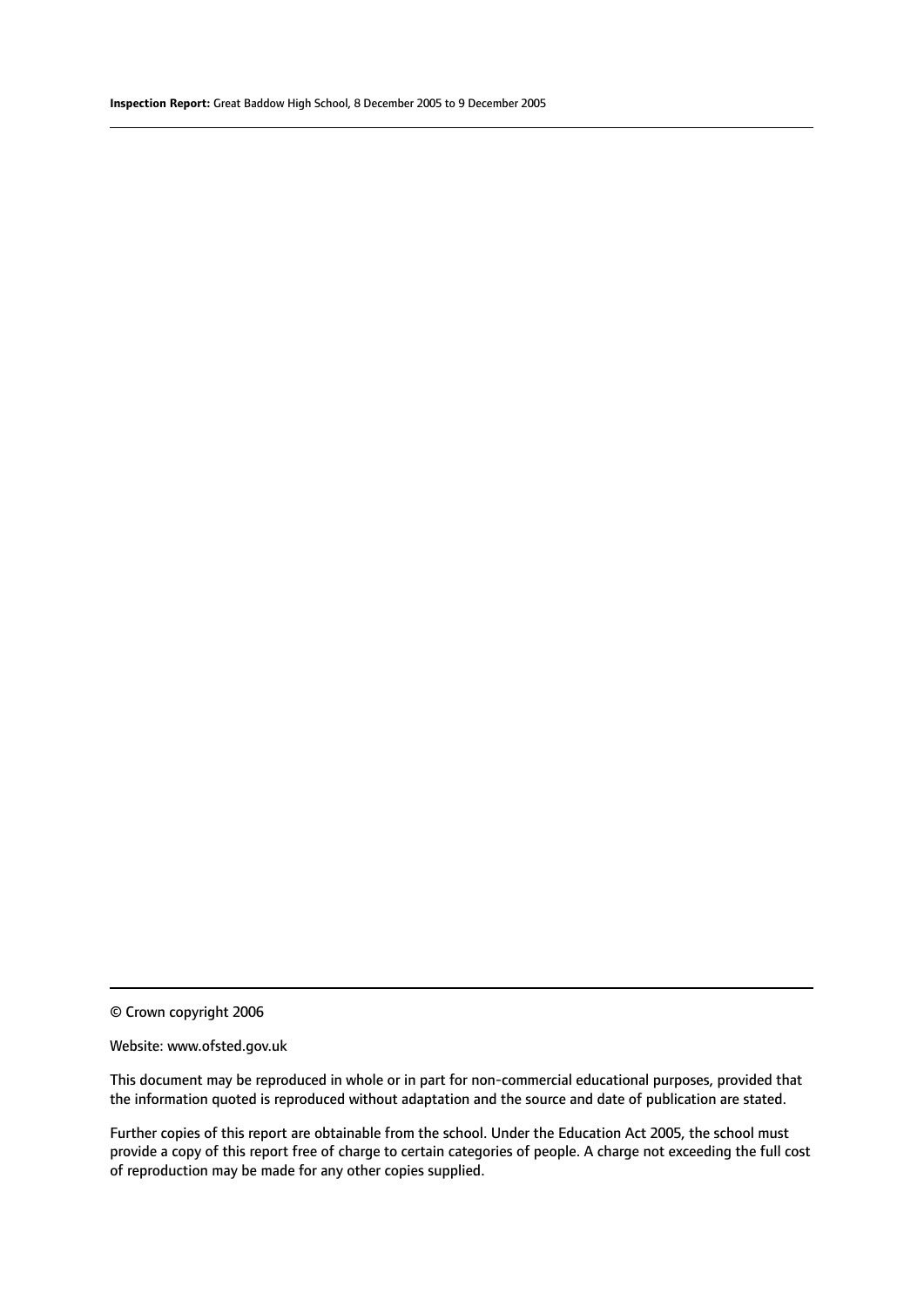© Crown copyright 2006

Website: www.ofsted.gov.uk

This document may be reproduced in whole or in part for non-commercial educational purposes, provided that the information quoted is reproduced without adaptation and the source and date of publication are stated.

Further copies of this report are obtainable from the school. Under the Education Act 2005, the school must provide a copy of this report free of charge to certain categories of people. A charge not exceeding the full cost of reproduction may be made for any other copies supplied.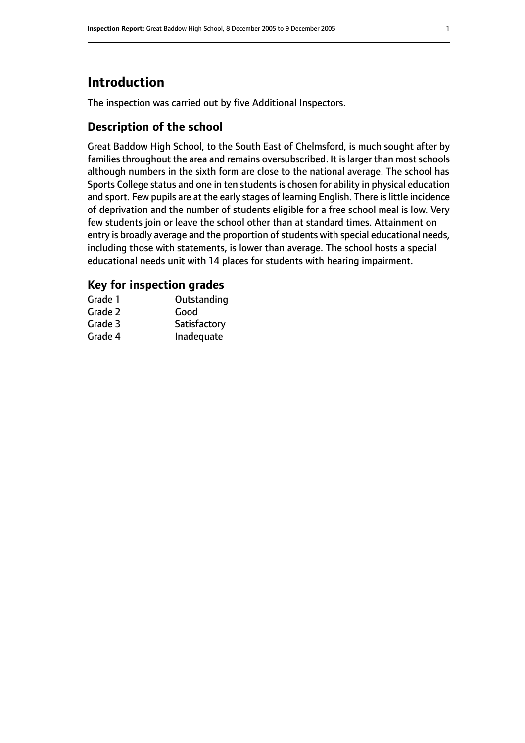# Introduction

The inspection was carried out by five Additional Inspectors.

## Description of the school

Great Baddow High School, to the South East of Chelmsford, is much sought after by families throughout the area and remains oversubscribed. It is larger than most schools although numbers in the sixth form are close to the national average. The school has Sports College status and one in ten students is chosen for ability in physical education and sport. Few pupils are at the early stages of learning English. There is little incidence of deprivation and the number of students eligible for a free school meal is low. Very few students join or leave the school other than at standard times. Attainment on entry is broadly average and the proportion of students with special educational needs, including those with statements, is lower than average. The school hosts a special educational needs unit with 14 places for students with hearing impairment.

## Key for inspection grades

| | |
|---|---|
| Grade 1 | Outstanding |
| Grade 2 | Good |
| Grade 3 | Satisfactory |
| Grade 4 | Inadequate |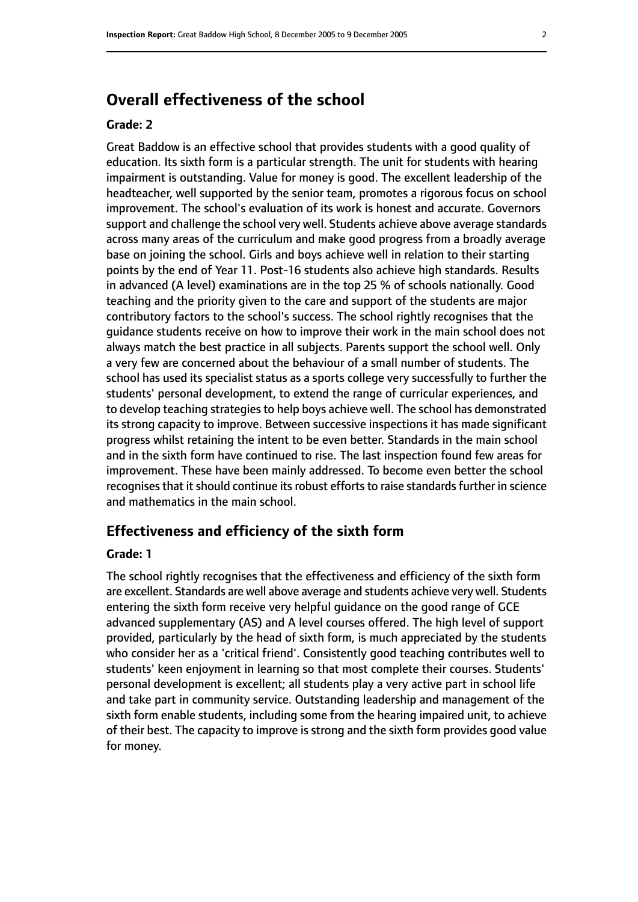## Overall effectiveness of the school

**Grade: 2**

Great Baddow is an effective school that provides students with a good quality of education. Its sixth form is a particular strength. The unit for students with hearing impairment is outstanding. Value for money is good. The excellent leadership of the headteacher, well supported by the senior team, promotes a rigorous focus on school improvement. The school's evaluation of its work is honest and accurate. Governors support and challenge the school very well. Students achieve above average standards across many areas of the curriculum and make good progress from a broadly average base on joining the school. Girls and boys achieve well in relation to their starting points by the end of Year 11. Post-16 students also achieve high standards. Results in advanced (A level) examinations are in the top 25 % of schools nationally. Good teaching and the priority given to the care and support of the students are major contributory factors to the school's success. The school rightly recognises that the guidance students receive on how to improve their work in the main school does not always match the best practice in all subjects. Parents support the school well. Only a very few are concerned about the behaviour of a small number of students. The school has used its specialist status as a sports college very successfully to further the students' personal development, to extend the range of curricular experiences, and to develop teaching strategies to help boys achieve well. The school has demonstrated its strong capacity to improve. Between successive inspections it has made significant progress whilst retaining the intent to be even better. Standards in the main school and in the sixth form have continued to rise. The last inspection found few areas for improvement. These have been mainly addressed. To become even better the school recognises that it should continue its robust efforts to raise standards further in science and mathematics in the main school.

### Effectiveness and efficiency of the sixth form

**Grade: 1**

The school rightly recognises that the effectiveness and efficiency of the sixth form are excellent. Standards are well above average and students achieve very well. Students entering the sixth form receive very helpful guidance on the good range of GCE advanced supplementary (AS) and A level courses offered. The high level of support provided, particularly by the head of sixth form, is much appreciated by the students who consider her as a 'critical friend'. Consistently good teaching contributes well to students' keen enjoyment in learning so that most complete their courses. Students' personal development is excellent; all students play a very active part in school life and take part in community service. Outstanding leadership and management of the sixth form enable students, including some from the hearing impaired unit, to achieve of their best. The capacity to improve is strong and the sixth form provides good value for money.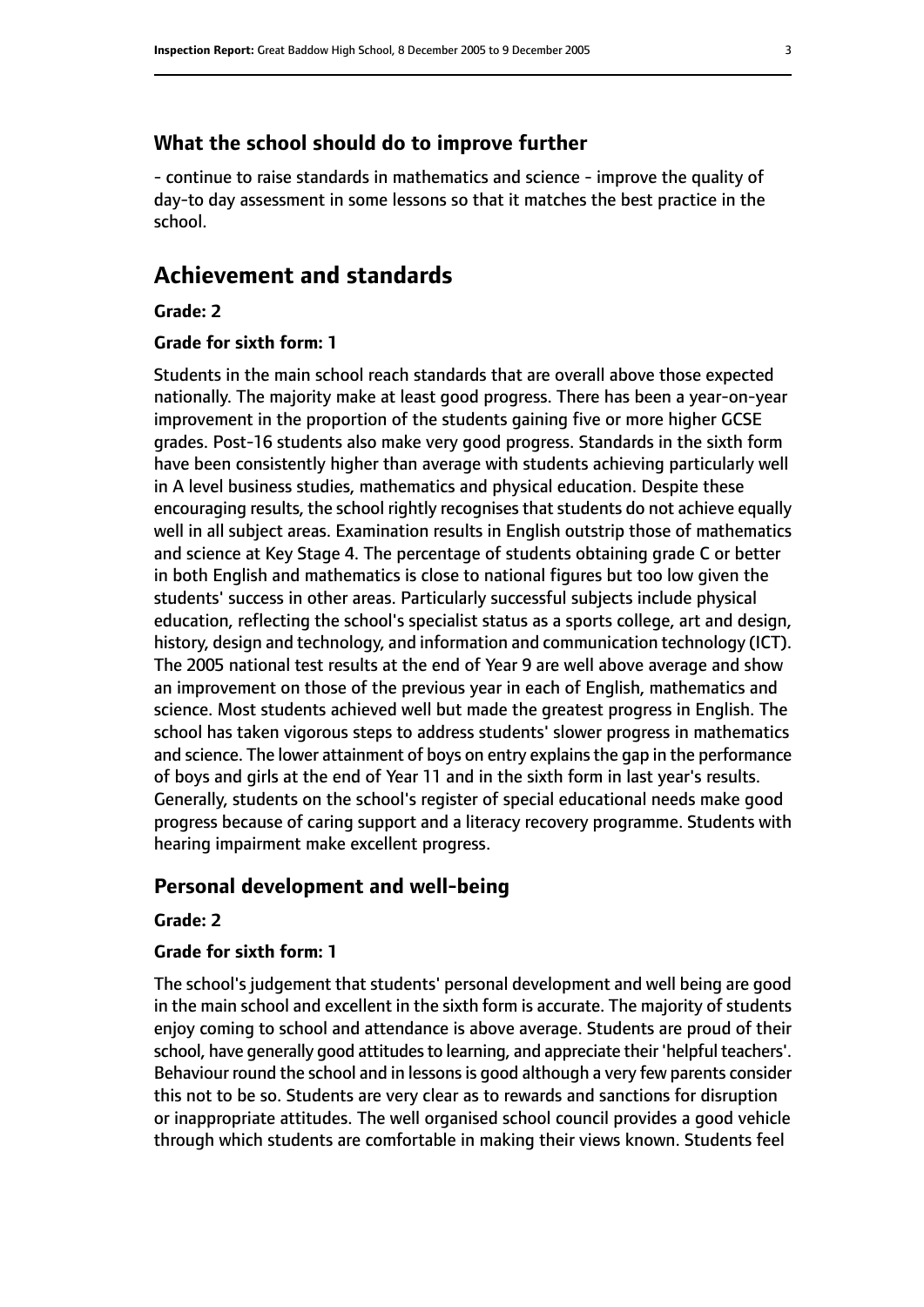## What the school should do to improve further

- continue to raise standards in mathematics and science - improve the quality of day-to day assessment in some lessons so that it matches the best practice in the school.

# Achievement and standards

**Grade: 2**

**Grade for sixth form: 1**

Students in the main school reach standards that are overall above those expected nationally. The majority make at least good progress. There has been a year-on-year improvement in the proportion of the students gaining five or more higher GCSE grades. Post-16 students also make very good progress. Standards in the sixth form have been consistently higher than average with students achieving particularly well in A level business studies, mathematics and physical education. Despite these encouraging results, the school rightly recognises that students do not achieve equally well in all subject areas. Examination results in English outstrip those of mathematics and science at Key Stage 4. The percentage of students obtaining grade C or better in both English and mathematics is close to national figures but too low given the students' success in other areas. Particularly successful subjects include physical education, reflecting the school's specialist status as a sports college, art and design, history, design and technology, and information and communication technology (ICT). The 2005 national test results at the end of Year 9 are well above average and show an improvement on those of the previous year in each of English, mathematics and science. Most students achieved well but made the greatest progress in English. The school has taken vigorous steps to address students' slower progress in mathematics and science. The lower attainment of boys on entry explains the gap in the performance of boys and girls at the end of Year 11 and in the sixth form in last year's results. Generally, students on the school's register of special educational needs make good progress because of caring support and a literacy recovery programme. Students with hearing impairment make excellent progress.

## Personal development and well-being

**Grade: 2**

**Grade for sixth form: 1**

The school's judgement that students' personal development and well being are good in the main school and excellent in the sixth form is accurate. The majority of students enjoy coming to school and attendance is above average. Students are proud of their school, have generally good attitudes to learning, and appreciate their 'helpful teachers'. Behaviour round the school and in lessons is good although a very few parents consider this not to be so. Students are very clear as to rewards and sanctions for disruption or inappropriate attitudes. The well organised school council provides a good vehicle through which students are comfortable in making their views known. Students feel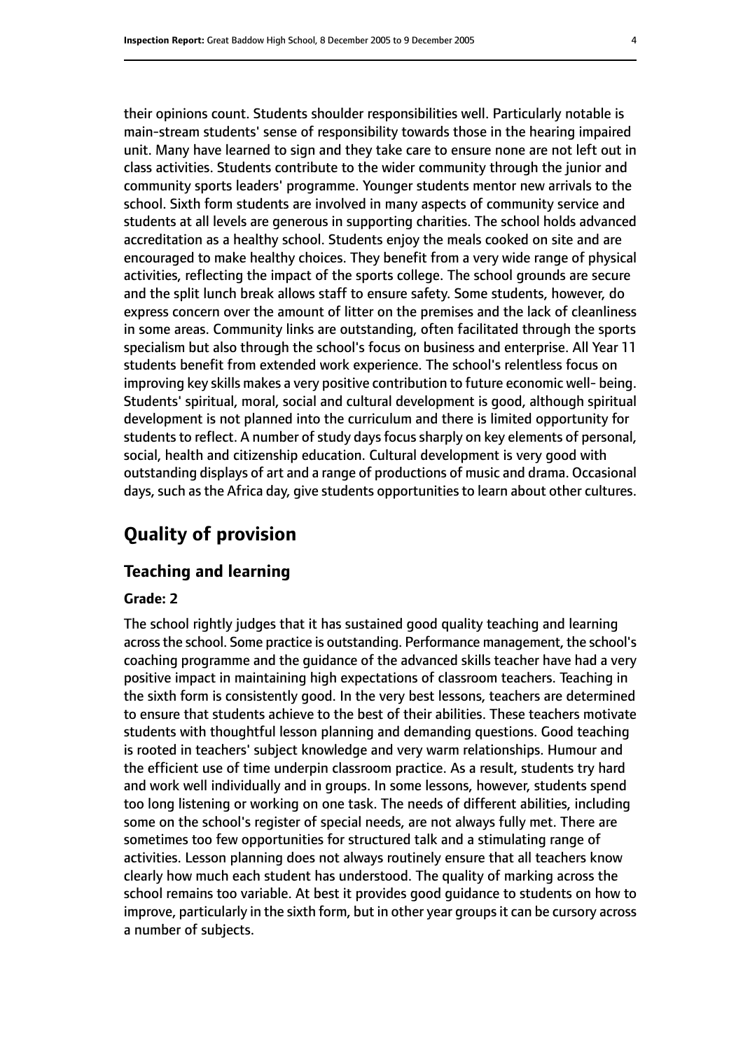their opinions count. Students shoulder responsibilities well. Particularly notable is main-stream students' sense of responsibility towards those in the hearing impaired unit. Many have learned to sign and they take care to ensure none are not left out in class activities. Students contribute to the wider community through the junior and community sports leaders' programme. Younger students mentor new arrivals to the school. Sixth form students are involved in many aspects of community service and students at all levels are generous in supporting charities. The school holds advanced accreditation as a healthy school. Students enjoy the meals cooked on site and are encouraged to make healthy choices. They benefit from a very wide range of physical activities, reflecting the impact of the sports college. The school grounds are secure and the split lunch break allows staff to ensure safety. Some students, however, do express concern over the amount of litter on the premises and the lack of cleanliness in some areas. Community links are outstanding, often facilitated through the sports specialism but also through the school's focus on business and enterprise. All Year 11 students benefit from extended work experience. The school's relentless focus on improving key skills makes a very positive contribution to future economic well- being. Students' spiritual, moral, social and cultural development is good, although spiritual development is not planned into the curriculum and there is limited opportunity for students to reflect. A number of study days focus sharply on key elements of personal, social, health and citizenship education. Cultural development is very good with outstanding displays of art and a range of productions of music and drama. Occasional days, such as the Africa day, give students opportunities to learn about other cultures.

# Quality of provision

## Teaching and learning

### Grade: 2

The school rightly judges that it has sustained good quality teaching and learning across the school. Some practice is outstanding. Performance management, the school's coaching programme and the guidance of the advanced skills teacher have had a very positive impact in maintaining high expectations of classroom teachers. Teaching in the sixth form is consistently good. In the very best lessons, teachers are determined to ensure that students achieve to the best of their abilities. These teachers motivate students with thoughtful lesson planning and demanding questions. Good teaching is rooted in teachers' subject knowledge and very warm relationships. Humour and the efficient use of time underpin classroom practice. As a result, students try hard and work well individually and in groups. In some lessons, however, students spend too long listening or working on one task. The needs of different abilities, including some on the school's register of special needs, are not always fully met. There are sometimes too few opportunities for structured talk and a stimulating range of activities. Lesson planning does not always routinely ensure that all teachers know clearly how much each student has understood. The quality of marking across the school remains too variable. At best it provides good guidance to students on how to improve, particularly in the sixth form, but in other year groups it can be cursory across a number of subjects.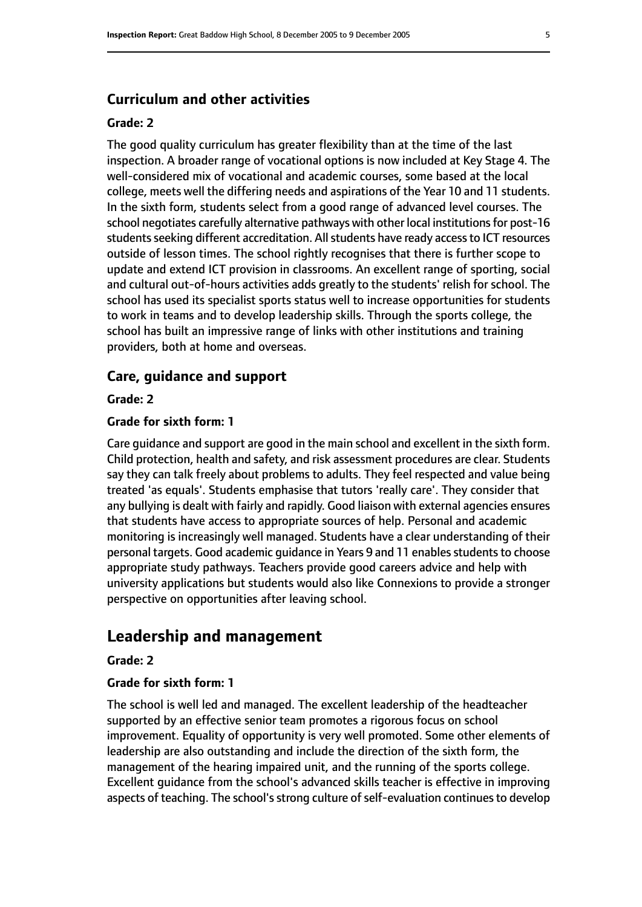### Curriculum and other activities

**Grade: 2**

The good quality curriculum has greater flexibility than at the time of the last inspection. A broader range of vocational options is now included at Key Stage 4. The well-considered mix of vocational and academic courses, some based at the local college, meets well the differing needs and aspirations of the Year 10 and 11 students. In the sixth form, students select from a good range of advanced level courses. The school negotiates carefully alternative pathways with other local institutions for post-16 students seeking different accreditation. All students have ready access to ICT resources outside of lesson times. The school rightly recognises that there is further scope to update and extend ICT provision in classrooms. An excellent range of sporting, social and cultural out-of-hours activities adds greatly to the students' relish for school. The school has used its specialist sports status well to increase opportunities for students to work in teams and to develop leadership skills. Through the sports college, the school has built an impressive range of links with other institutions and training providers, both at home and overseas.

### Care, guidance and support

**Grade: 2**

**Grade for sixth form: 1**

Care guidance and support are good in the main school and excellent in the sixth form. Child protection, health and safety, and risk assessment procedures are clear. Students say they can talk freely about problems to adults. They feel respected and value being treated 'as equals'. Students emphasise that tutors 'really care'. They consider that any bullying is dealt with fairly and rapidly. Good liaison with external agencies ensures that students have access to appropriate sources of help. Personal and academic monitoring is increasingly well managed. Students have a clear understanding of their personal targets. Good academic guidance in Years 9 and 11 enables students to choose appropriate study pathways. Teachers provide good careers advice and help with university applications but students would also like Connexions to provide a stronger perspective on opportunities after leaving school.

## Leadership and management

**Grade: 2**

**Grade for sixth form: 1**

The school is well led and managed. The excellent leadership of the headteacher supported by an effective senior team promotes a rigorous focus on school improvement. Equality of opportunity is very well promoted. Some other elements of leadership are also outstanding and include the direction of the sixth form, the management of the hearing impaired unit, and the running of the sports college. Excellent guidance from the school's advanced skills teacher is effective in improving aspects of teaching. The school's strong culture of self-evaluation continues to develop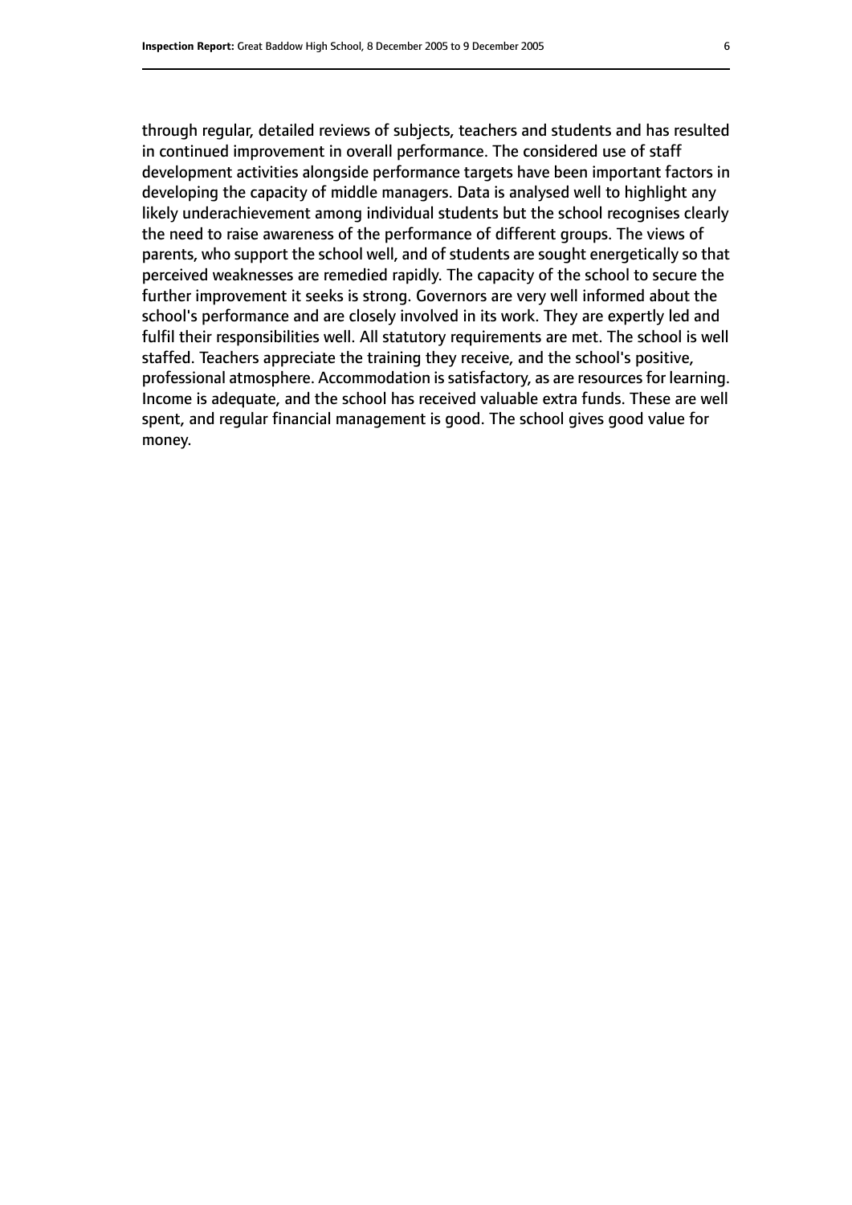through regular, detailed reviews of subjects, teachers and students and has resulted in continued improvement in overall performance. The considered use of staff development activities alongside performance targets have been important factors in developing the capacity of middle managers. Data is analysed well to highlight any likely underachievement among individual students but the school recognises clearly the need to raise awareness of the performance of different groups. The views of parents, who support the school well, and of students are sought energetically so that perceived weaknesses are remedied rapidly. The capacity of the school to secure the further improvement it seeks is strong. Governors are very well informed about the school's performance and are closely involved in its work. They are expertly led and fulfil their responsibilities well. All statutory requirements are met. The school is well staffed. Teachers appreciate the training they receive, and the school's positive, professional atmosphere. Accommodation is satisfactory, as are resources for learning. Income is adequate, and the school has received valuable extra funds. These are well spent, and regular financial management is good. The school gives good value for money.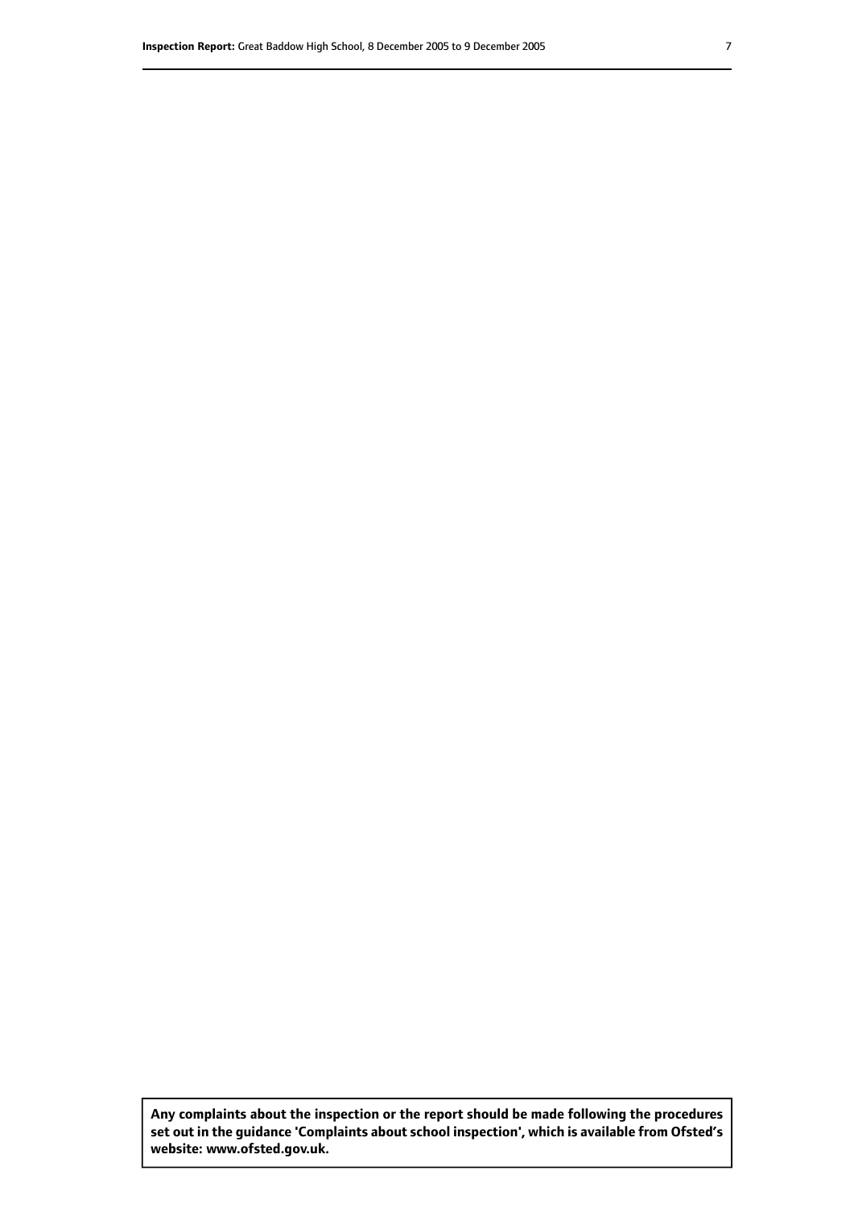**Any complaints about the inspection or the report should be made following the procedures set out in the guidance 'Complaints about school inspection', which is available from Ofsted's website: www.ofsted.gov.uk.**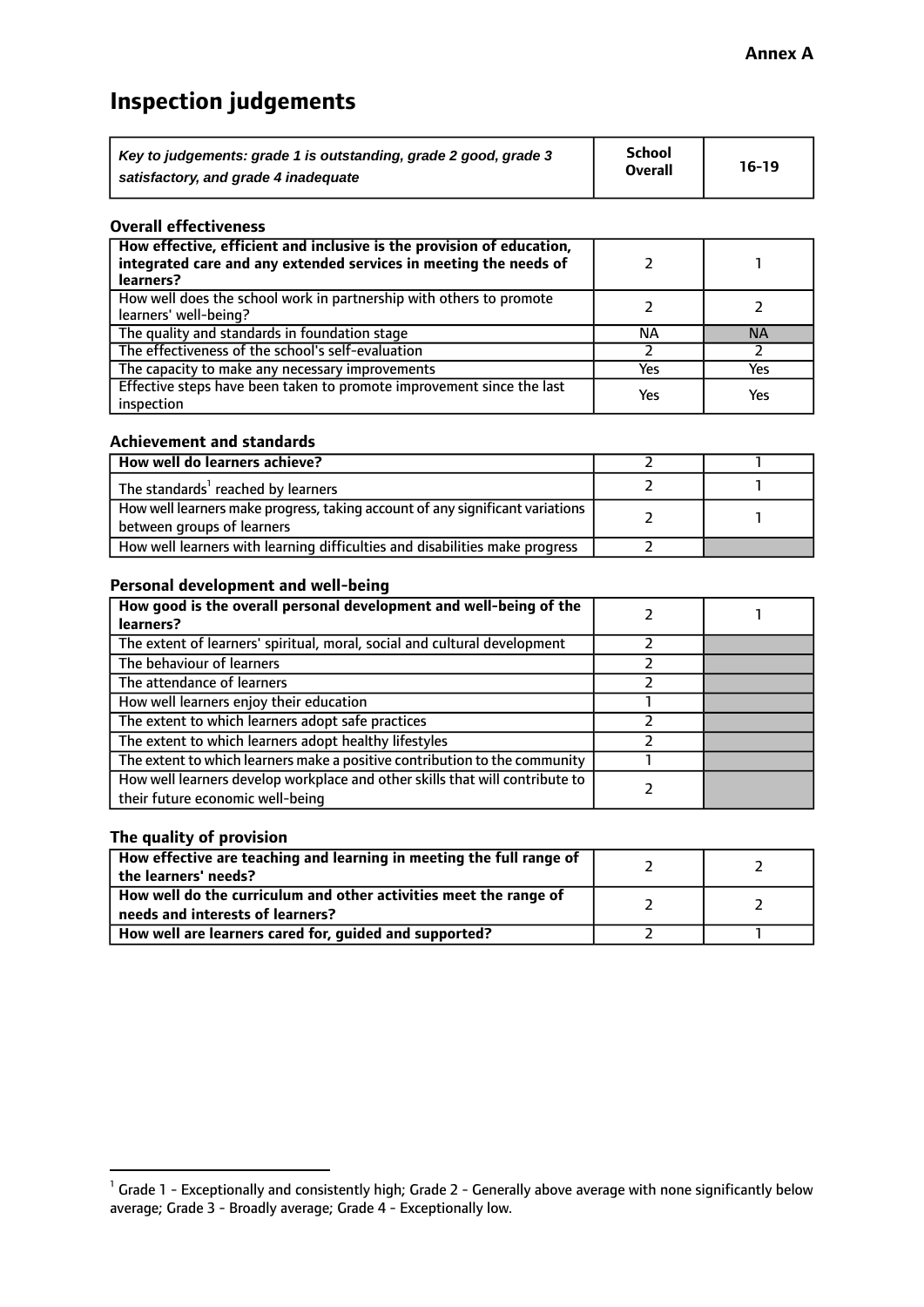**Annex A**

# Inspection judgements

| *Key to judgements: grade 1 is outstanding, grade 2 good, grade 3 satisfactory, and grade 4 inadequate* | School Overall | 16-19 |
|---|---|---|

### Overall effectiveness

| | | |
|---|---|---|
| **How effective, efficient and inclusive is the provision of education, integrated care and any extended services in meeting the needs of learners?** | 2 | 1 |
| How well does the school work in partnership with others to promote learners' well-being? | 2 | 2 |
| The quality and standards in foundation stage | NA | NA |
| The effectiveness of the school's self-evaluation | 2 | 2 |
| The capacity to make any necessary improvements | Yes | Yes |
| Effective steps have been taken to promote improvement since the last inspection | Yes | Yes |

### Achievement and standards

| | | |
|---|---|---|
| **How well do learners achieve?** | 2 | 1 |
| The standards[1] reached by learners | 2 | 1 |
| How well learners make progress, taking account of any significant variations between groups of learners | 2 | 1 |
| How well learners with learning difficulties and disabilities make progress | 2 | |

### Personal development and well-being

| | | |
|---|---|---|
| **How good is the overall personal development and well-being of the learners?** | 2 | 1 |
| The extent of learners' spiritual, moral, social and cultural development | 2 | |
| The behaviour of learners | 2 | |
| The attendance of learners | 2 | |
| How well learners enjoy their education | 1 | |
| The extent to which learners adopt safe practices | 2 | |
| The extent to which learners adopt healthy lifestyles | 2 | |
| The extent to which learners make a positive contribution to the community | 1 | |
| How well learners develop workplace and other skills that will contribute to their future economic well-being | 2 | |

### The quality of provision

| | | |
|---|---|---|
| **How effective are teaching and learning in meeting the full range of the learners' needs?** | 2 | 2 |
| **How well do the curriculum and other activities meet the range of needs and interests of learners?** | 2 | 2 |
| **How well are learners cared for, guided and supported?** | 2 | 1 |

[1] Grade 1 - Exceptionally and consistently high; Grade 2 - Generally above average with none significantly below average; Grade 3 - Broadly average; Grade 4 - Exceptionally low.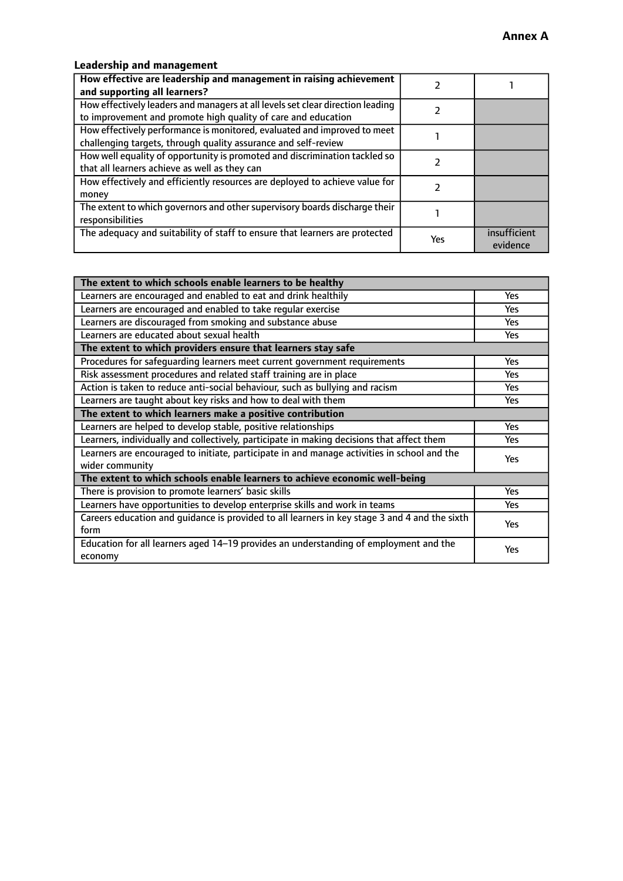**Annex A**

### Leadership and management

| **How effective are leadership and management in raising achievement and supporting all learners?** | 2 | 1 |
|---|---|---|
| How effectively leaders and managers at all levels set clear direction leading to improvement and promote high quality of care and education | 2 | |
| How effectively performance is monitored, evaluated and improved to meet challenging targets, through quality assurance and self-review | 1 | |
| How well equality of opportunity is promoted and discrimination tackled so that all learners achieve as well as they can | 2 | |
| How effectively and efficiently resources are deployed to achieve value for money | 2 | |
| The extent to which governors and other supervisory boards discharge their responsibilities | 1 | |
| The adequacy and suitability of staff to ensure that learners are protected | Yes | insufficient evidence |

| **The extent to which schools enable learners to be healthy** | |
|---|---|
| Learners are encouraged and enabled to eat and drink healthily | Yes |
| Learners are encouraged and enabled to take regular exercise | Yes |
| Learners are discouraged from smoking and substance abuse | Yes |
| Learners are educated about sexual health | Yes |
| **The extent to which providers ensure that learners stay safe** | |
| Procedures for safeguarding learners meet current government requirements | Yes |
| Risk assessment procedures and related staff training are in place | Yes |
| Action is taken to reduce anti-social behaviour, such as bullying and racism | Yes |
| Learners are taught about key risks and how to deal with them | Yes |
| **The extent to which learners make a positive contribution** | |
| Learners are helped to develop stable, positive relationships | Yes |
| Learners, individually and collectively, participate in making decisions that affect them | Yes |
| Learners are encouraged to initiate, participate in and manage activities in school and the wider community | Yes |
| **The extent to which schools enable learners to achieve economic well-being** | |
| There is provision to promote learners' basic skills | Yes |
| Learners have opportunities to develop enterprise skills and work in teams | Yes |
| Careers education and guidance is provided to all learners in key stage 3 and 4 and the sixth form | Yes |
| Education for all learners aged 14–19 provides an understanding of employment and the economy | Yes |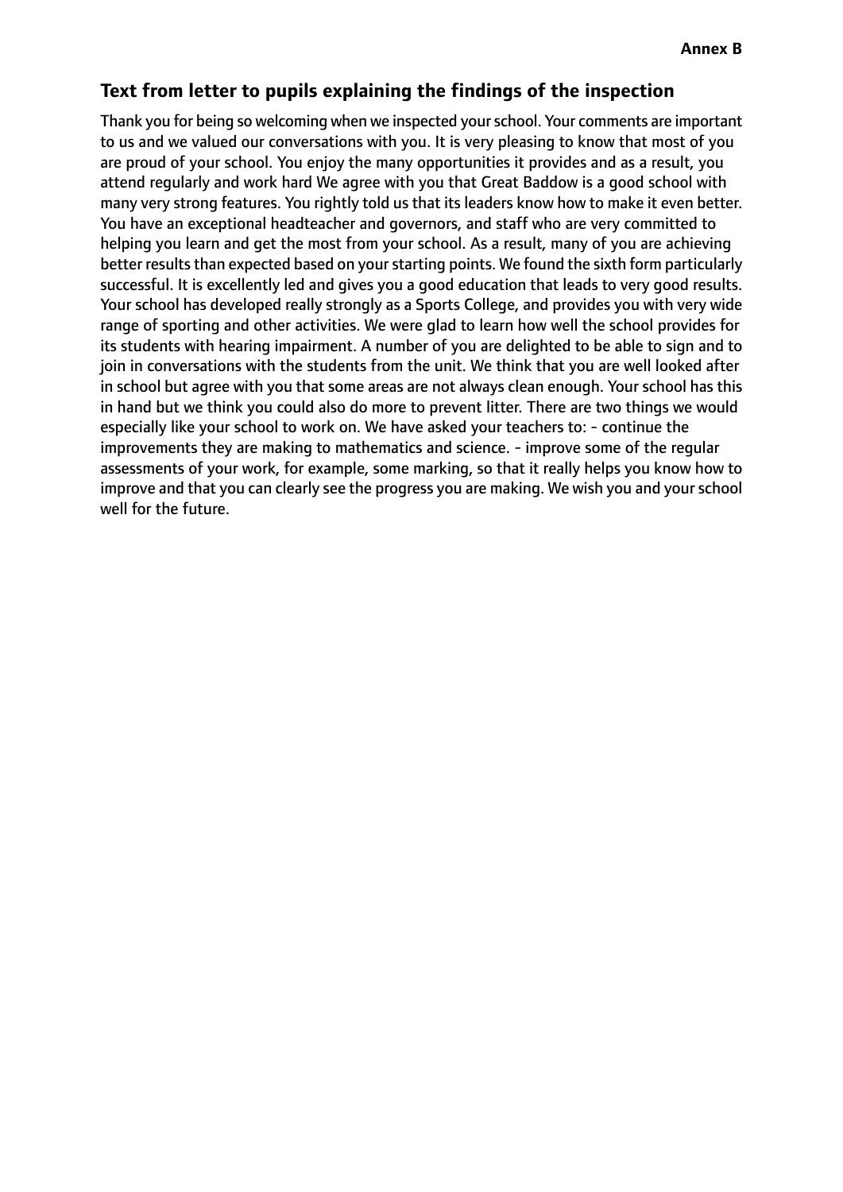**Annex B**

## Text from letter to pupils explaining the findings of the inspection

Thank you for being so welcoming when we inspected your school. Your comments are important to us and we valued our conversations with you. It is very pleasing to know that most of you are proud of your school. You enjoy the many opportunities it provides and as a result, you attend regularly and work hard We agree with you that Great Baddow is a good school with many very strong features. You rightly told us that its leaders know how to make it even better. You have an exceptional headteacher and governors, and staff who are very committed to helping you learn and get the most from your school. As a result, many of you are achieving better results than expected based on your starting points. We found the sixth form particularly successful. It is excellently led and gives you a good education that leads to very good results. Your school has developed really strongly as a Sports College, and provides you with very wide range of sporting and other activities. We were glad to learn how well the school provides for its students with hearing impairment. A number of you are delighted to be able to sign and to join in conversations with the students from the unit. We think that you are well looked after in school but agree with you that some areas are not always clean enough. Your school has this in hand but we think you could also do more to prevent litter. There are two things we would especially like your school to work on. We have asked your teachers to: - continue the improvements they are making to mathematics and science. - improve some of the regular assessments of your work, for example, some marking, so that it really helps you know how to improve and that you can clearly see the progress you are making. We wish you and your school well for the future.